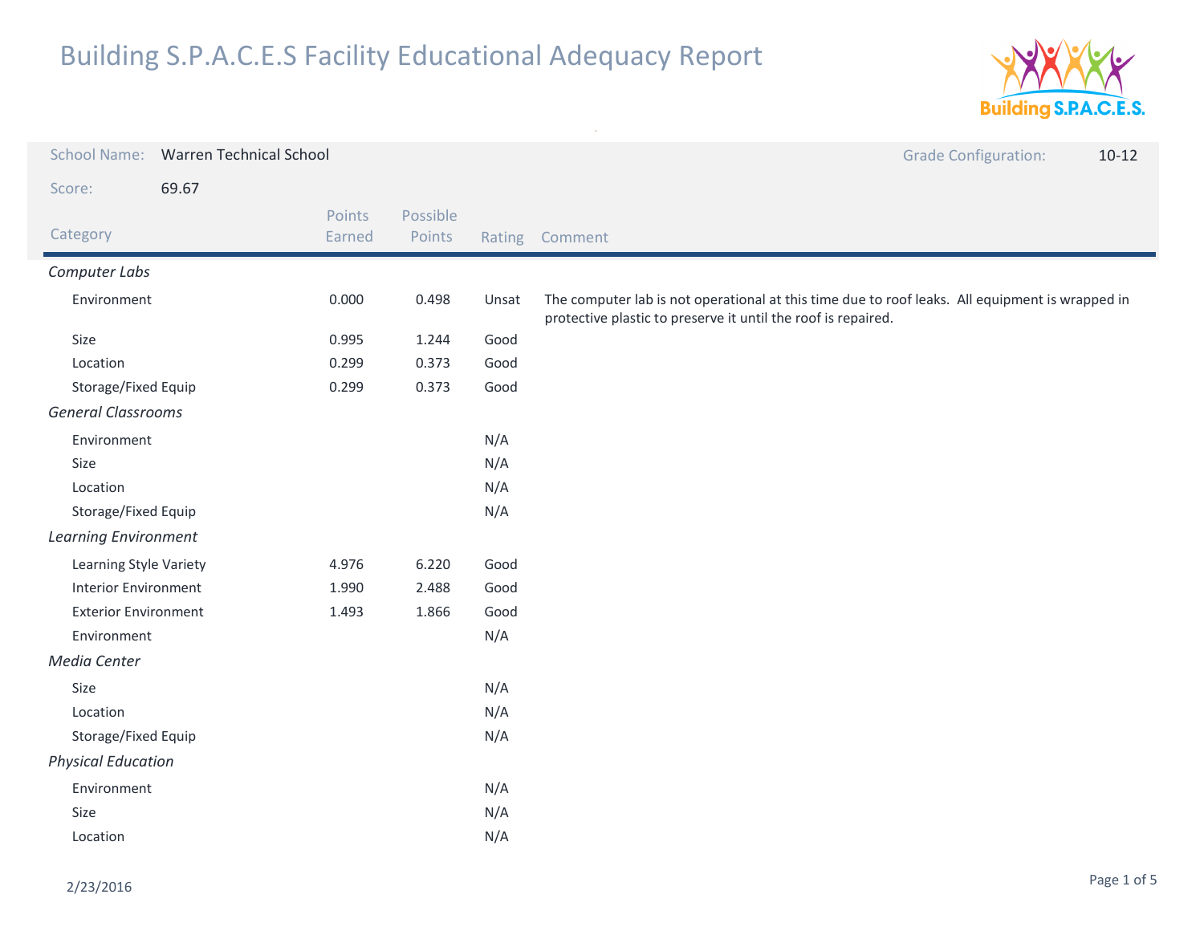# Building S.P.A.C.E.S Facility Educational Adequacy Report

School Name: Warren Technical School

Grade Configuration: 10-12

Score: 69.67

| Category | Points Earned | Possible Points | Rating | Comment |
|---|---|---|---|---|
| *Computer Labs* | | | | |
| Environment | 0.000 | 0.498 | Unsat | The computer lab is not operational at this time due to roof leaks. All equipment is wrapped in protective plastic to preserve it until the roof is repaired. |
| Size | 0.995 | 1.244 | Good | |
| Location | 0.299 | 0.373 | Good | |
| Storage/Fixed Equip | 0.299 | 0.373 | Good | |
| *General Classrooms* | | | | |
| Environment | | | N/A | |
| Size | | | N/A | |
| Location | | | N/A | |
| Storage/Fixed Equip | | | N/A | |
| *Learning Environment* | | | | |
| Learning Style Variety | 4.976 | 6.220 | Good | |
| Interior Environment | 1.990 | 2.488 | Good | |
| Exterior Environment | 1.493 | 1.866 | Good | |
| Environment | | | N/A | |
| *Media Center* | | | | |
| Size | | | N/A | |
| Location | | | N/A | |
| Storage/Fixed Equip | | | N/A | |
| *Physical Education* | | | | |
| Environment | | | N/A | |
| Size | | | N/A | |
| Location | | | N/A | |

2/23/2016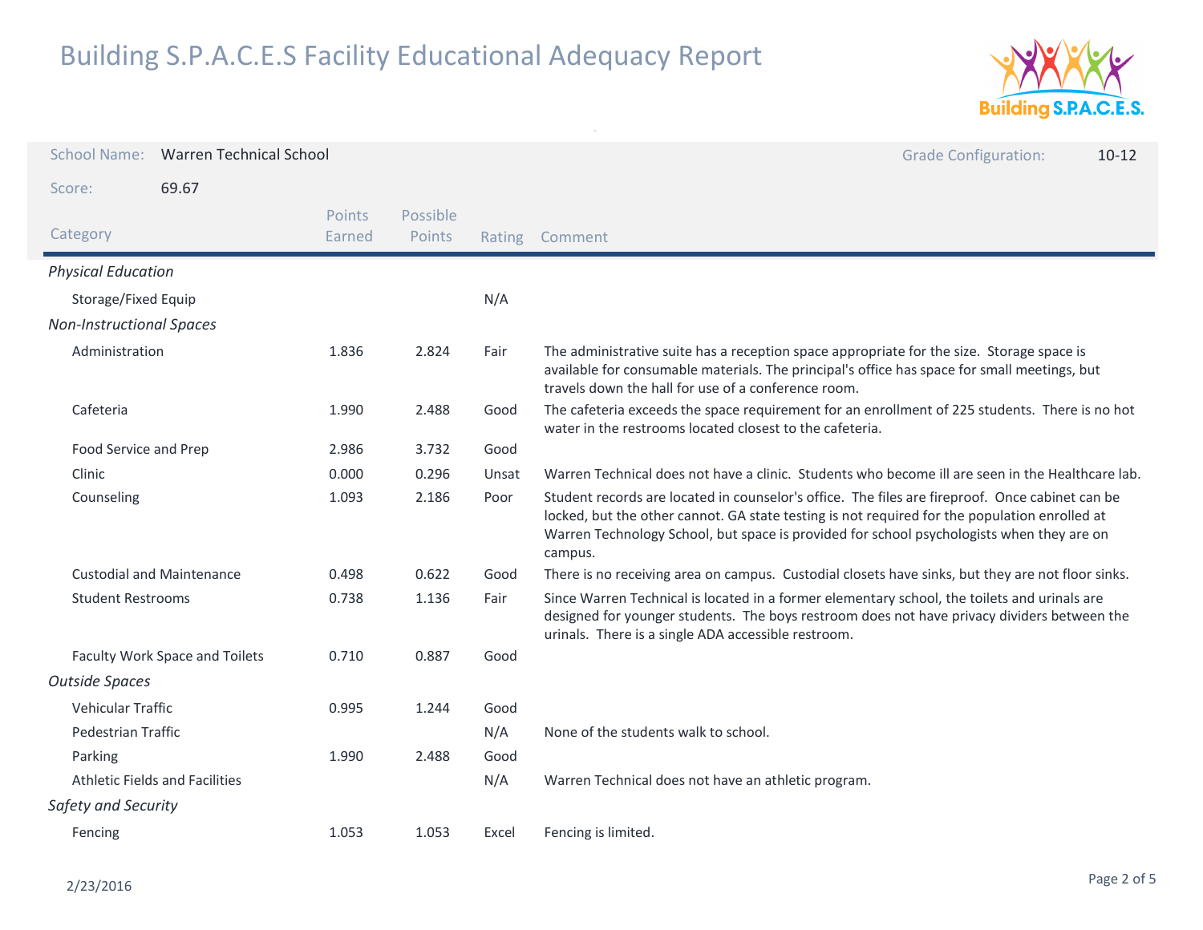# Building S.P.A.C.E.S Facility Educational Adequacy Report

**School Name:** Warren Technical School

**Grade Configuration:** 10-12

**Score:** 69.67

| Category | Points Earned | Possible Points | Rating | Comment |
|---|---|---|---|---|
| *Physical Education* | | | | |
| Storage/Fixed Equip | | | N/A | |
| *Non-Instructional Spaces* | | | | |
| Administration | 1.836 | 2.824 | Fair | The administrative suite has a reception space appropriate for the size. Storage space is available for consumable materials. The principal's office has space for small meetings, but travels down the hall for use of a conference room. |
| Cafeteria | 1.990 | 2.488 | Good | The cafeteria exceeds the space requirement for an enrollment of 225 students. There is no hot water in the restrooms located closest to the cafeteria. |
| Food Service and Prep | 2.986 | 3.732 | Good | |
| Clinic | 0.000 | 0.296 | Unsat | Warren Technical does not have a clinic. Students who become ill are seen in the Healthcare lab. |
| Counseling | 1.093 | 2.186 | Poor | Student records are located in counselor's office. The files are fireproof. Once cabinet can be locked, but the other cannot. GA state testing is not required for the population enrolled at Warren Technology School, but space is provided for school psychologists when they are on campus. |
| Custodial and Maintenance | 0.498 | 0.622 | Good | There is no receiving area on campus. Custodial closets have sinks, but they are not floor sinks. |
| Student Restrooms | 0.738 | 1.136 | Fair | Since Warren Technical is located in a former elementary school, the toilets and urinals are designed for younger students. The boys restroom does not have privacy dividers between the urinals. There is a single ADA accessible restroom. |
| Faculty Work Space and Toilets | 0.710 | 0.887 | Good | |
| *Outside Spaces* | | | | |
| Vehicular Traffic | 0.995 | 1.244 | Good | |
| Pedestrian Traffic | | | N/A | None of the students walk to school. |
| Parking | 1.990 | 2.488 | Good | |
| Athletic Fields and Facilities | | | N/A | Warren Technical does not have an athletic program. |
| *Safety and Security* | | | | |
| Fencing | 1.053 | 1.053 | Excel | Fencing is limited. |

2/23/2016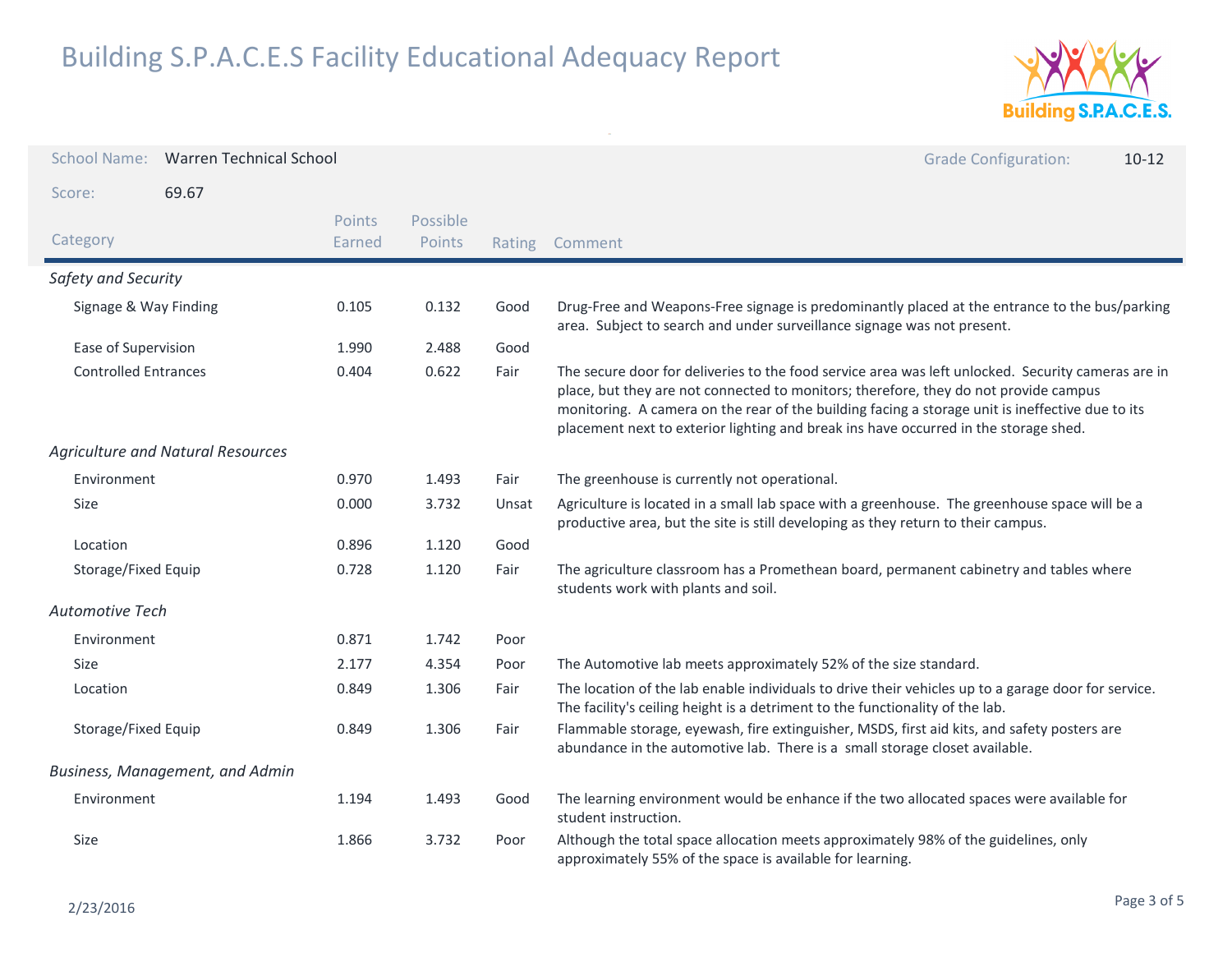# Building S.P.A.C.E.S Facility Educational Adequacy Report

**School Name:** Warren Technical School

**Grade Configuration:** 10-12

**Score:** 69.67

| Category | Points Earned | Possible Points | Rating | Comment |
|---|---|---|---|---|
| *Safety and Security* | | | | |
| Signage & Way Finding | 0.105 | 0.132 | Good | Drug-Free and Weapons-Free signage is predominantly placed at the entrance to the bus/parking area. Subject to search and under surveillance signage was not present. |
| Ease of Supervision | 1.990 | 2.488 | Good | |
| Controlled Entrances | 0.404 | 0.622 | Fair | The secure door for deliveries to the food service area was left unlocked. Security cameras are in place, but they are not connected to monitors; therefore, they do not provide campus monitoring. A camera on the rear of the building facing a storage unit is ineffective due to its placement next to exterior lighting and break ins have occurred in the storage shed. |
| *Agriculture and Natural Resources* | | | | |
| Environment | 0.970 | 1.493 | Fair | The greenhouse is currently not operational. |
| Size | 0.000 | 3.732 | Unsat | Agriculture is located in a small lab space with a greenhouse. The greenhouse space will be a productive area, but the site is still developing as they return to their campus. |
| Location | 0.896 | 1.120 | Good | |
| Storage/Fixed Equip | 0.728 | 1.120 | Fair | The agriculture classroom has a Promethean board, permanent cabinetry and tables where students work with plants and soil. |
| *Automotive Tech* | | | | |
| Environment | 0.871 | 1.742 | Poor | |
| Size | 2.177 | 4.354 | Poor | The Automotive lab meets approximately 52% of the size standard. |
| Location | 0.849 | 1.306 | Fair | The location of the lab enable individuals to drive their vehicles up to a garage door for service. The facility's ceiling height is a detriment to the functionality of the lab. |
| Storage/Fixed Equip | 0.849 | 1.306 | Fair | Flammable storage, eyewash, fire extinguisher, MSDS, first aid kits, and safety posters are abundance in the automotive lab. There is a small storage closet available. |
| *Business, Management, and Admin* | | | | |
| Environment | 1.194 | 1.493 | Good | The learning environment would be enhance if the two allocated spaces were available for student instruction. |
| Size | 1.866 | 3.732 | Poor | Although the total space allocation meets approximately 98% of the guidelines, only approximately 55% of the space is available for learning. |

2/23/2016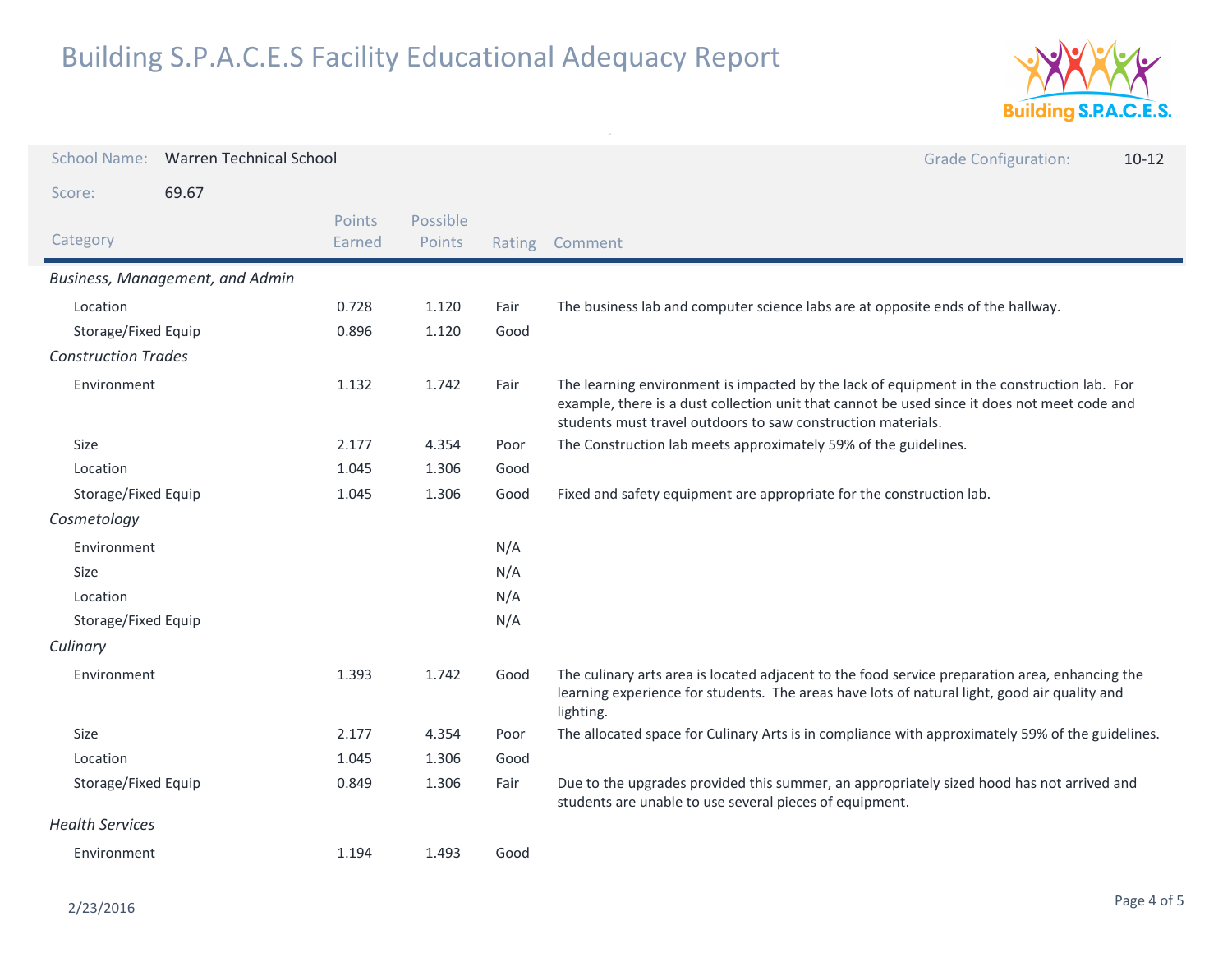# Building S.P.A.C.E.S Facility Educational Adequacy Report

**School Name:** Warren Technical School

**Grade Configuration:** 10-12

**Score:** 69.67

| Category | Points Earned | Possible Points | Rating | Comment |
|---|---|---|---|---|
| *Business, Management, and Admin* | | | | |
| Location | 0.728 | 1.120 | Fair | The business lab and computer science labs are at opposite ends of the hallway. |
| Storage/Fixed Equip | 0.896 | 1.120 | Good | |
| *Construction Trades* | | | | |
| Environment | 1.132 | 1.742 | Fair | The learning environment is impacted by the lack of equipment in the construction lab. For example, there is a dust collection unit that cannot be used since it does not meet code and students must travel outdoors to saw construction materials. |
| Size | 2.177 | 4.354 | Poor | The Construction lab meets approximately 59% of the guidelines. |
| Location | 1.045 | 1.306 | Good | |
| Storage/Fixed Equip | 1.045 | 1.306 | Good | Fixed and safety equipment are appropriate for the construction lab. |
| *Cosmetology* | | | | |
| Environment | | | N/A | |
| Size | | | N/A | |
| Location | | | N/A | |
| Storage/Fixed Equip | | | N/A | |
| *Culinary* | | | | |
| Environment | 1.393 | 1.742 | Good | The culinary arts area is located adjacent to the food service preparation area, enhancing the learning experience for students. The areas have lots of natural light, good air quality and lighting. |
| Size | 2.177 | 4.354 | Poor | The allocated space for Culinary Arts is in compliance with approximately 59% of the guidelines. |
| Location | 1.045 | 1.306 | Good | |
| Storage/Fixed Equip | 0.849 | 1.306 | Fair | Due to the upgrades provided this summer, an appropriately sized hood has not arrived and students are unable to use several pieces of equipment. |
| *Health Services* | | | | |
| Environment | 1.194 | 1.493 | Good | |

2/23/2016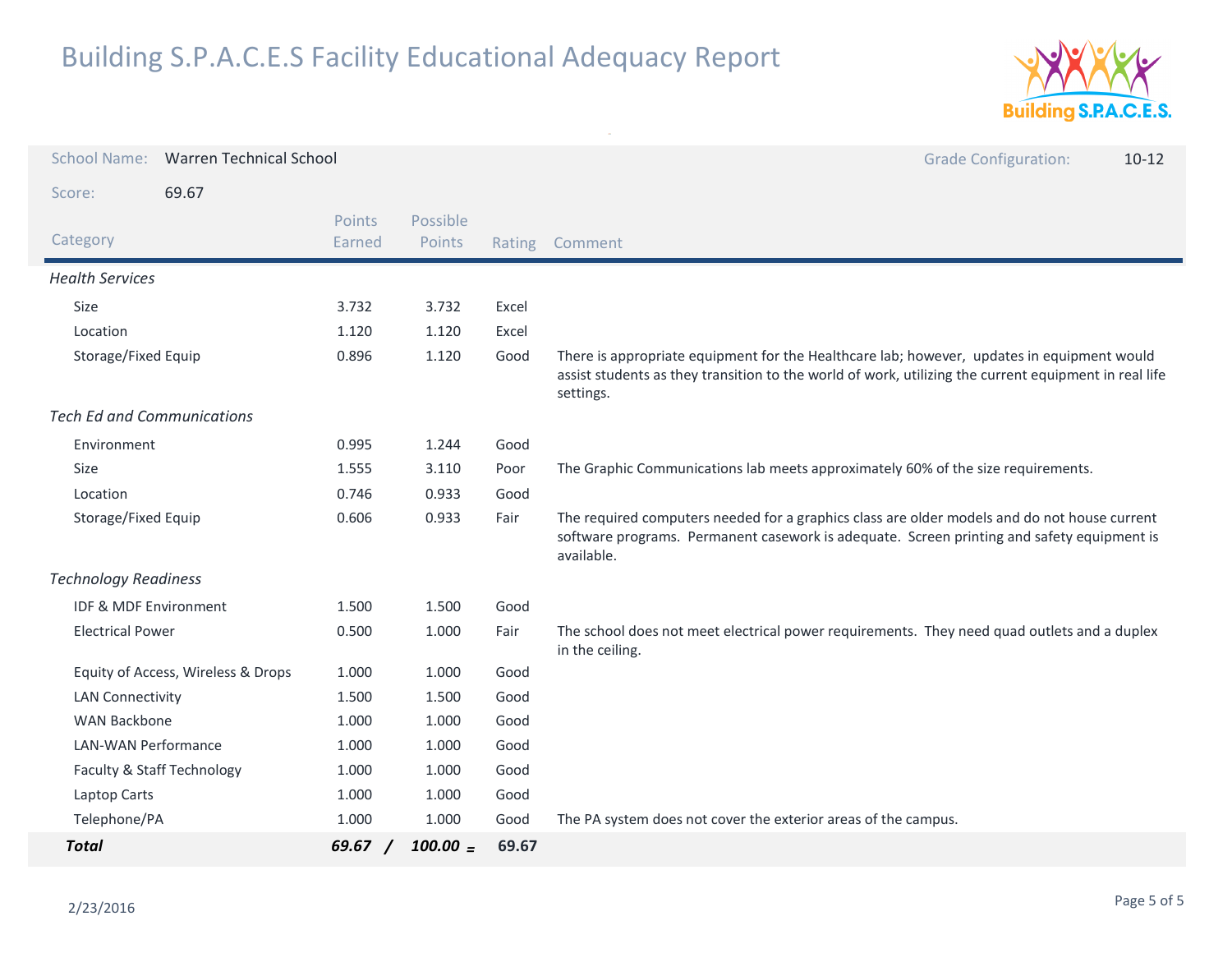# Building S.P.A.C.E.S Facility Educational Adequacy Report

School Name: Warren Technical School

Grade Configuration: 10-12

Score: 69.67

| Category | Points Earned | Possible Points | Rating | Comment |
|---|---|---|---|---|
| *Health Services* | | | | |
| Size | 3.732 | 3.732 | Excel | |
| Location | 1.120 | 1.120 | Excel | |
| Storage/Fixed Equip | 0.896 | 1.120 | Good | There is appropriate equipment for the Healthcare lab; however, updates in equipment would assist students as they transition to the world of work, utilizing the current equipment in real life settings. |
| *Tech Ed and Communications* | | | | |
| Environment | 0.995 | 1.244 | Good | |
| Size | 1.555 | 3.110 | Poor | The Graphic Communications lab meets approximately 60% of the size requirements. |
| Location | 0.746 | 0.933 | Good | |
| Storage/Fixed Equip | 0.606 | 0.933 | Fair | The required computers needed for a graphics class are older models and do not house current software programs. Permanent casework is adequate. Screen printing and safety equipment is available. |
| *Technology Readiness* | | | | |
| IDF & MDF Environment | 1.500 | 1.500 | Good | |
| Electrical Power | 0.500 | 1.000 | Fair | The school does not meet electrical power requirements. They need quad outlets and a duplex in the ceiling. |
| Equity of Access, Wireless & Drops | 1.000 | 1.000 | Good | |
| LAN Connectivity | 1.500 | 1.500 | Good | |
| WAN Backbone | 1.000 | 1.000 | Good | |
| LAN-WAN Performance | 1.000 | 1.000 | Good | |
| Faculty & Staff Technology | 1.000 | 1.000 | Good | |
| Laptop Carts | 1.000 | 1.000 | Good | |
| Telephone/PA | 1.000 | 1.000 | Good | The PA system does not cover the exterior areas of the campus. |
| ***Total*** | ***69.67 /*** | ***100.00 =*** | **69.67** | |

2/23/2016